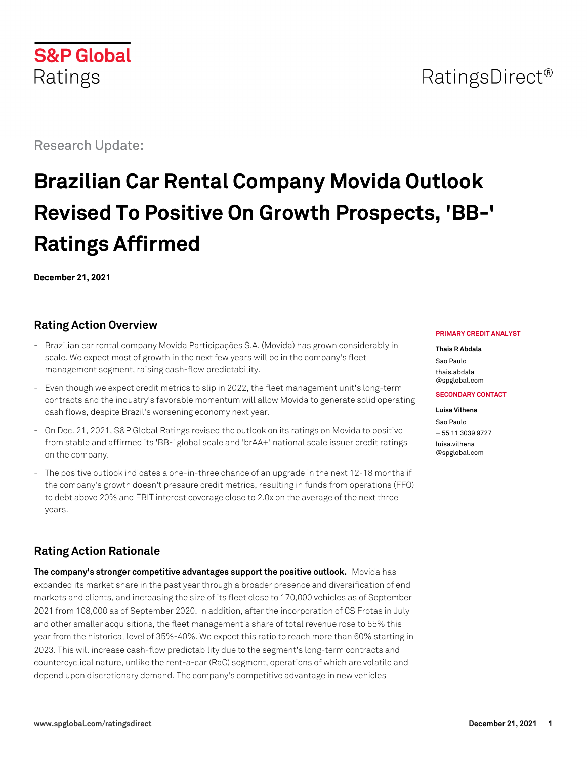S&P Global Ratings

RatingsDirect®

Research Update:

# Brazilian Car Rental Company Movida Outlook Revised To Positive On Growth Prospects, 'BB-' Ratings Affirmed

**December 21, 2021**

## Rating Action Overview

- Brazilian car rental company Movida Participações S.A. (Movida) has grown considerably in scale. We expect most of growth in the next few years will be in the company's fleet management segment, raising cash-flow predictability.
- Even though we expect credit metrics to slip in 2022, the fleet management unit's long-term contracts and the industry's favorable momentum will allow Movida to generate solid operating cash flows, despite Brazil's worsening economy next year.
- On Dec. 21, 2021, S&P Global Ratings revised the outlook on its ratings on Movida to positive from stable and affirmed its 'BB-' global scale and 'brAA+' national scale issuer credit ratings on the company.
- The positive outlook indicates a one-in-three chance of an upgrade in the next 12-18 months if the company's growth doesn't pressure credit metrics, resulting in funds from operations (FFO) to debt above 20% and EBIT interest coverage close to 2.0x on the average of the next three years.

**PRIMARY CREDIT ANALYST**

**Thais R Abdala**
Sao Paulo
thais.abdala
@spglobal.com

**SECONDARY CONTACT**

**Luisa Vilhena**
Sao Paulo
+ 55 11 3039 9727
luisa.vilhena
@spglobal.com

## Rating Action Rationale

**The company's stronger competitive advantages support the positive outlook.** Movida has expanded its market share in the past year through a broader presence and diversification of end markets and clients, and increasing the size of its fleet close to 170,000 vehicles as of September 2021 from 108,000 as of September 2020. In addition, after the incorporation of CS Frotas in July and other smaller acquisitions, the fleet management's share of total revenue rose to 55% this year from the historical level of 35%-40%. We expect this ratio to reach more than 60% starting in 2023. This will increase cash-flow predictability due to the segment's long-term contracts and countercyclical nature, unlike the rent-a-car (RaC) segment, operations of which are volatile and depend upon discretionary demand. The company's competitive advantage in new vehicles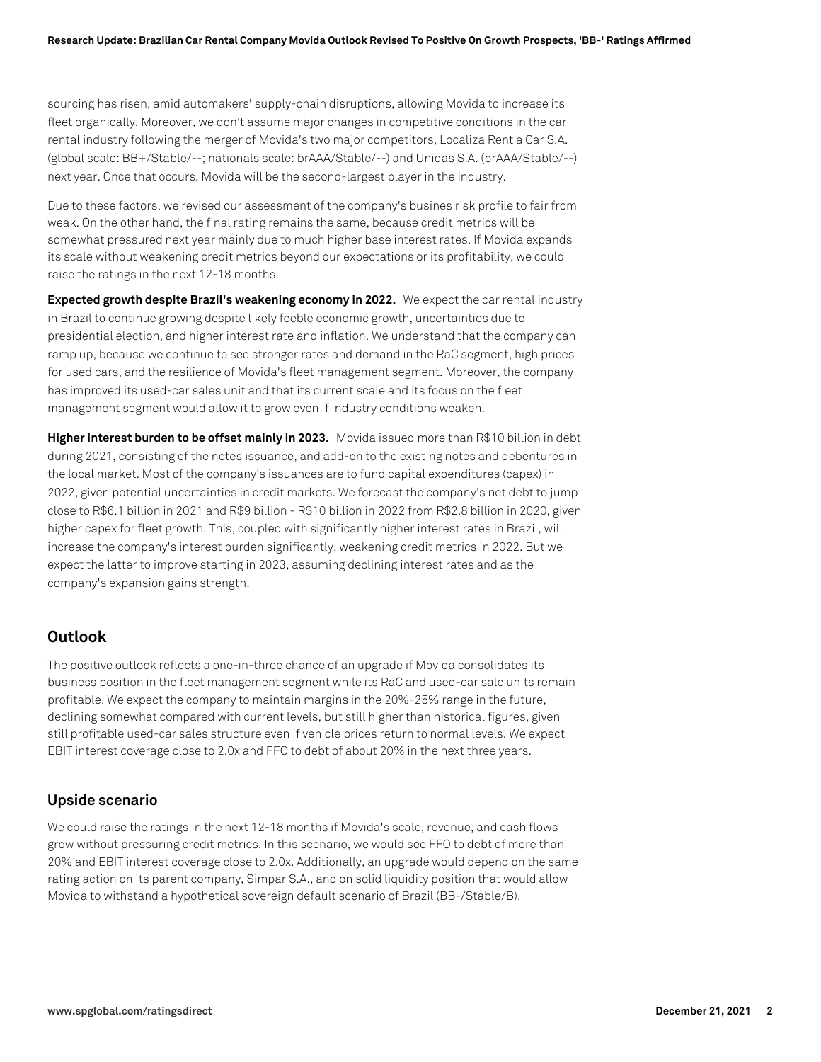sourcing has risen, amid automakers' supply-chain disruptions, allowing Movida to increase its fleet organically. Moreover, we don't assume major changes in competitive conditions in the car rental industry following the merger of Movida's two major competitors, Localiza Rent a Car S.A. (global scale: BB+/Stable/--; nationals scale: brAAA/Stable/--) and Unidas S.A. (brAAA/Stable/--) next year. Once that occurs, Movida will be the second-largest player in the industry.

Due to these factors, we revised our assessment of the company's busines risk profile to fair from weak. On the other hand, the final rating remains the same, because credit metrics will be somewhat pressured next year mainly due to much higher base interest rates. If Movida expands its scale without weakening credit metrics beyond our expectations or its profitability, we could raise the ratings in the next 12-18 months.

**Expected growth despite Brazil's weakening economy in 2022.** We expect the car rental industry in Brazil to continue growing despite likely feeble economic growth, uncertainties due to presidential election, and higher interest rate and inflation. We understand that the company can ramp up, because we continue to see stronger rates and demand in the RaC segment, high prices for used cars, and the resilience of Movida's fleet management segment. Moreover, the company has improved its used-car sales unit and that its current scale and its focus on the fleet management segment would allow it to grow even if industry conditions weaken.

**Higher interest burden to be offset mainly in 2023.** Movida issued more than R$10 billion in debt during 2021, consisting of the notes issuance, and add-on to the existing notes and debentures in the local market. Most of the company's issuances are to fund capital expenditures (capex) in 2022, given potential uncertainties in credit markets. We forecast the company's net debt to jump close to R$6.1 billion in 2021 and R$9 billion - R$10 billion in 2022 from R$2.8 billion in 2020, given higher capex for fleet growth. This, coupled with significantly higher interest rates in Brazil, will increase the company's interest burden significantly, weakening credit metrics in 2022. But we expect the latter to improve starting in 2023, assuming declining interest rates and as the company's expansion gains strength.

## Outlook

The positive outlook reflects a one-in-three chance of an upgrade if Movida consolidates its business position in the fleet management segment while its RaC and used-car sale units remain profitable. We expect the company to maintain margins in the 20%-25% range in the future, declining somewhat compared with current levels, but still higher than historical figures, given still profitable used-car sales structure even if vehicle prices return to normal levels. We expect EBIT interest coverage close to 2.0x and FFO to debt of about 20% in the next three years.

### Upside scenario

We could raise the ratings in the next 12-18 months if Movida's scale, revenue, and cash flows grow without pressuring credit metrics. In this scenario, we would see FFO to debt of more than 20% and EBIT interest coverage close to 2.0x. Additionally, an upgrade would depend on the same rating action on its parent company, Simpar S.A., and on solid liquidity position that would allow Movida to withstand a hypothetical sovereign default scenario of Brazil (BB-/Stable/B).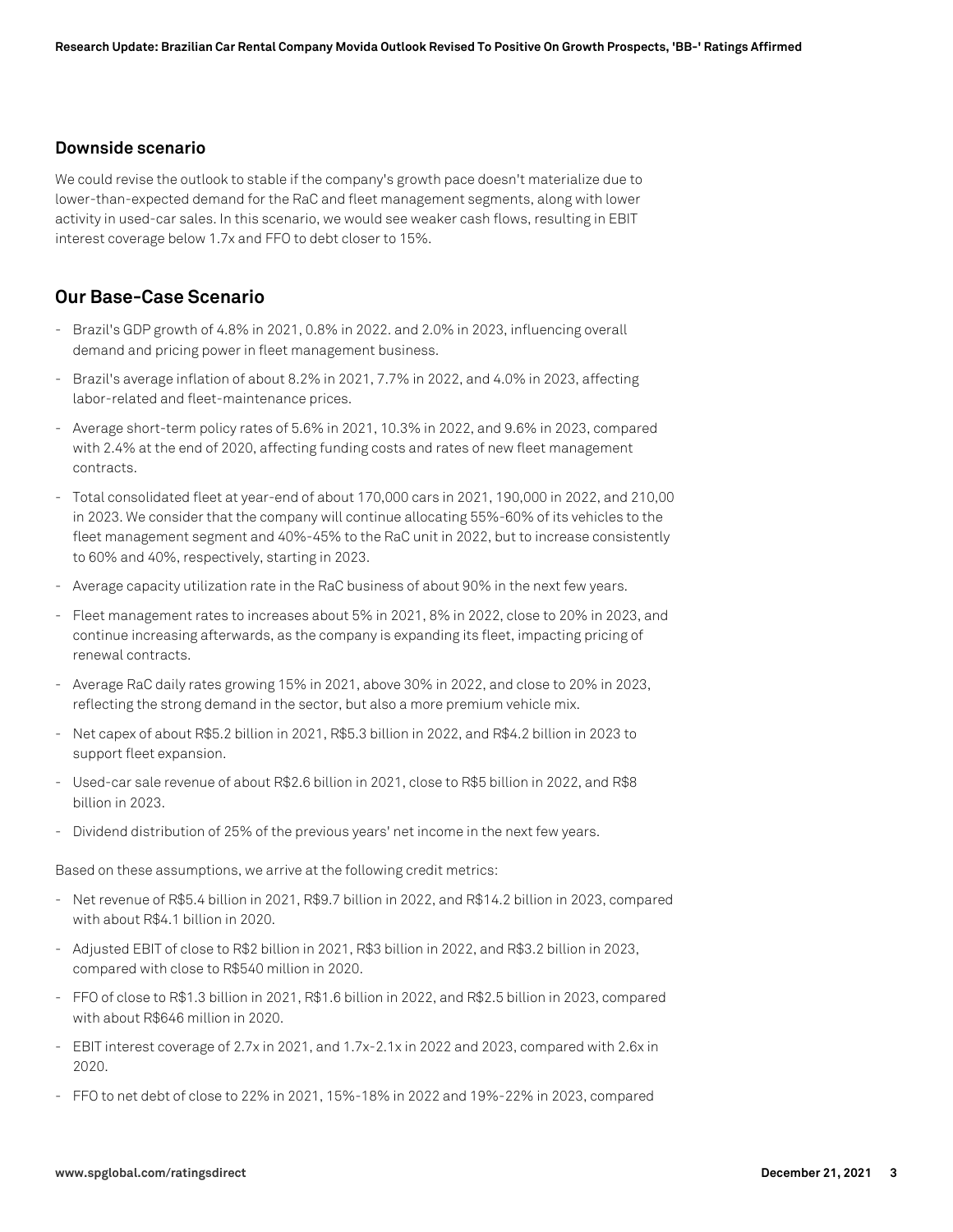### Downside scenario

We could revise the outlook to stable if the company's growth pace doesn't materialize due to lower-than-expected demand for the RaC and fleet management segments, along with lower activity in used-car sales. In this scenario, we would see weaker cash flows, resulting in EBIT interest coverage below 1.7x and FFO to debt closer to 15%.

## Our Base-Case Scenario

- Brazil's GDP growth of 4.8% in 2021, 0.8% in 2022. and 2.0% in 2023, influencing overall demand and pricing power in fleet management business.
- Brazil's average inflation of about 8.2% in 2021, 7.7% in 2022, and 4.0% in 2023, affecting labor-related and fleet-maintenance prices.
- Average short-term policy rates of 5.6% in 2021, 10.3% in 2022, and 9.6% in 2023, compared with 2.4% at the end of 2020, affecting funding costs and rates of new fleet management contracts.
- Total consolidated fleet at year-end of about 170,000 cars in 2021, 190,000 in 2022, and 210,00 in 2023. We consider that the company will continue allocating 55%-60% of its vehicles to the fleet management segment and 40%-45% to the RaC unit in 2022, but to increase consistently to 60% and 40%, respectively, starting in 2023.
- Average capacity utilization rate in the RaC business of about 90% in the next few years.
- Fleet management rates to increases about 5% in 2021, 8% in 2022, close to 20% in 2023, and continue increasing afterwards, as the company is expanding its fleet, impacting pricing of renewal contracts.
- Average RaC daily rates growing 15% in 2021, above 30% in 2022, and close to 20% in 2023, reflecting the strong demand in the sector, but also a more premium vehicle mix.
- Net capex of about R$5.2 billion in 2021, R$5.3 billion in 2022, and R$4.2 billion in 2023 to support fleet expansion.
- Used-car sale revenue of about R$2.6 billion in 2021, close to R$5 billion in 2022, and R$8 billion in 2023.
- Dividend distribution of 25% of the previous years' net income in the next few years.

Based on these assumptions, we arrive at the following credit metrics:

- Net revenue of R$5.4 billion in 2021, R$9.7 billion in 2022, and R$14.2 billion in 2023, compared with about R$4.1 billion in 2020.
- Adjusted EBIT of close to R$2 billion in 2021, R$3 billion in 2022, and R$3.2 billion in 2023, compared with close to R$540 million in 2020.
- FFO of close to R$1.3 billion in 2021, R$1.6 billion in 2022, and R$2.5 billion in 2023, compared with about R$646 million in 2020.
- EBIT interest coverage of 2.7x in 2021, and 1.7x-2.1x in 2022 and 2023, compared with 2.6x in 2020.
- FFO to net debt of close to 22% in 2021, 15%-18% in 2022 and 19%-22% in 2023, compared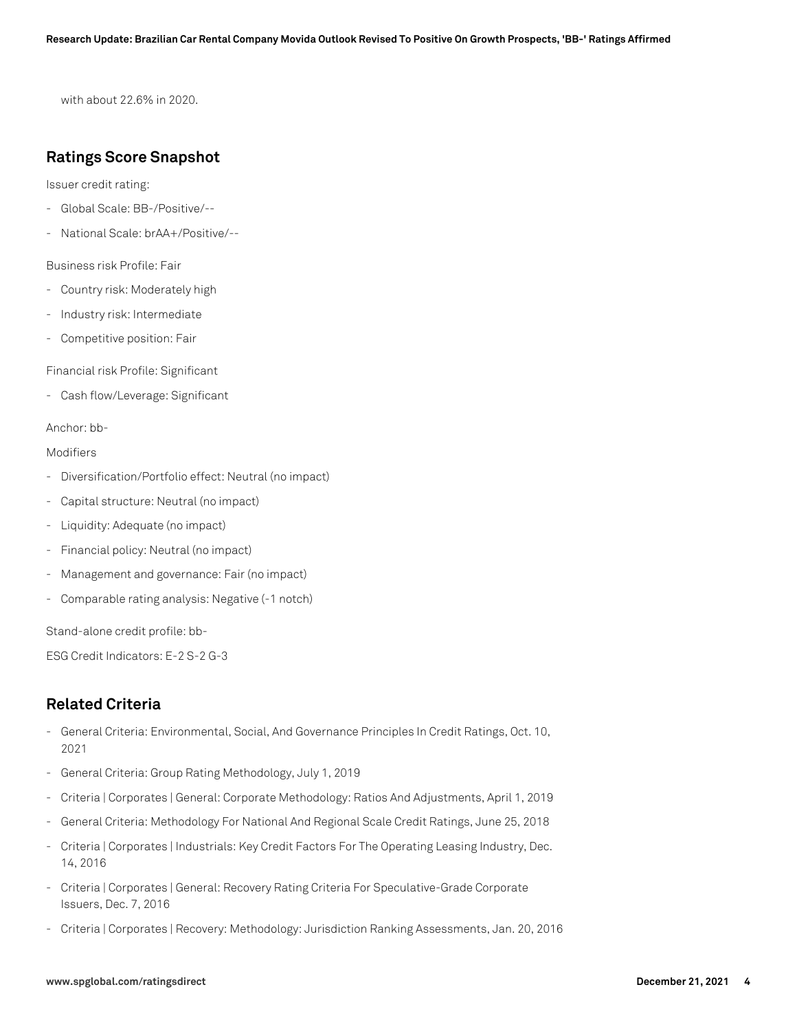with about 22.6% in 2020.

## Ratings Score Snapshot

Issuer credit rating:

- Global Scale: BB-/Positive/--
- National Scale: brAA+/Positive/--

Business risk Profile: Fair

- Country risk: Moderately high
- Industry risk: Intermediate
- Competitive position: Fair

Financial risk Profile: Significant

- Cash flow/Leverage: Significant

Anchor: bb-

Modifiers

- Diversification/Portfolio effect: Neutral (no impact)
- Capital structure: Neutral (no impact)
- Liquidity: Adequate (no impact)
- Financial policy: Neutral (no impact)
- Management and governance: Fair (no impact)
- Comparable rating analysis: Negative (-1 notch)

Stand-alone credit profile: bb-

ESG Credit Indicators: E-2 S-2 G-3

## Related Criteria

- General Criteria: Environmental, Social, And Governance Principles In Credit Ratings, Oct. 10, 2021
- General Criteria: Group Rating Methodology, July 1, 2019
- Criteria | Corporates | General: Corporate Methodology: Ratios And Adjustments, April 1, 2019
- General Criteria: Methodology For National And Regional Scale Credit Ratings, June 25, 2018
- Criteria | Corporates | Industrials: Key Credit Factors For The Operating Leasing Industry, Dec. 14, 2016
- Criteria | Corporates | General: Recovery Rating Criteria For Speculative-Grade Corporate Issuers, Dec. 7, 2016
- Criteria | Corporates | Recovery: Methodology: Jurisdiction Ranking Assessments, Jan. 20, 2016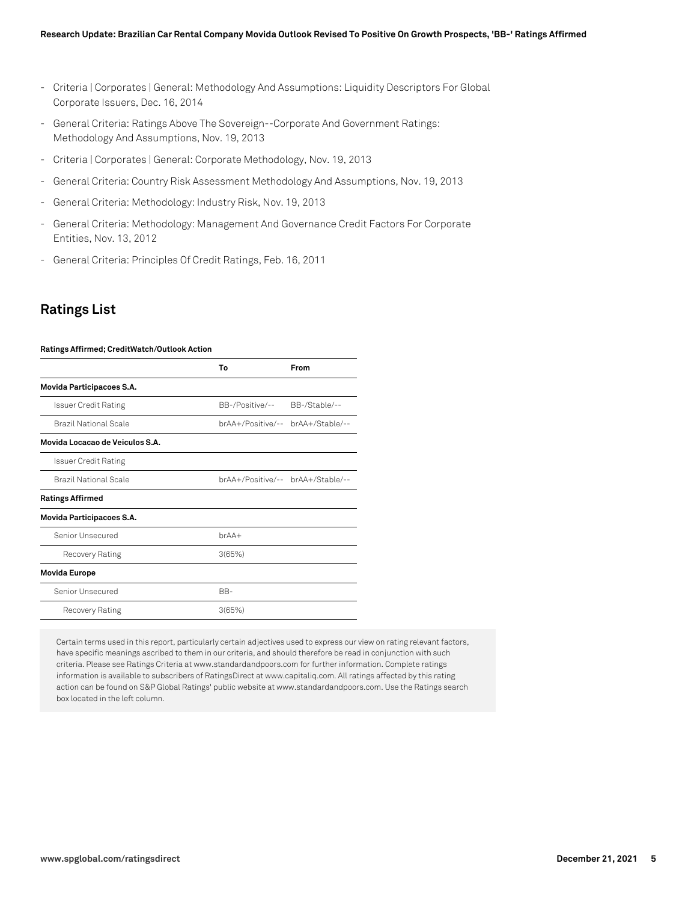- Criteria | Corporates | General: Methodology And Assumptions: Liquidity Descriptors For Global Corporate Issuers, Dec. 16, 2014
- General Criteria: Ratings Above The Sovereign--Corporate And Government Ratings: Methodology And Assumptions, Nov. 19, 2013
- Criteria | Corporates | General: Corporate Methodology, Nov. 19, 2013
- General Criteria: Country Risk Assessment Methodology And Assumptions, Nov. 19, 2013
- General Criteria: Methodology: Industry Risk, Nov. 19, 2013
- General Criteria: Methodology: Management And Governance Credit Factors For Corporate Entities, Nov. 13, 2012
- General Criteria: Principles Of Credit Ratings, Feb. 16, 2011

## Ratings List

**Ratings Affirmed; CreditWatch/Outlook Action**

| | To | From |
|---|---|---|
| **Movida Participacoes S.A.** | | |
| Issuer Credit Rating | BB-/Positive/-- | BB-/Stable/-- |
| Brazil National Scale | brAA+/Positive/-- | brAA+/Stable/-- |
| **Movida Locacao de Veiculos S.A.** | | |
| Issuer Credit Rating | | |
| Brazil National Scale | brAA+/Positive/-- | brAA+/Stable/-- |
| **Ratings Affirmed** | | |
| **Movida Participacoes S.A.** | | |
| Senior Unsecured | brAA+ | |
| Recovery Rating | 3(65%) | |
| **Movida Europe** | | |
| Senior Unsecured | BB- | |
| Recovery Rating | 3(65%) | |

Certain terms used in this report, particularly certain adjectives used to express our view on rating relevant factors, have specific meanings ascribed to them in our criteria, and should therefore be read in conjunction with such criteria. Please see Ratings Criteria at www.standardandpoors.com for further information. Complete ratings information is available to subscribers of RatingsDirect at www.capitaliq.com. All ratings affected by this rating action can be found on S&P Global Ratings' public website at www.standardandpoors.com. Use the Ratings search box located in the left column.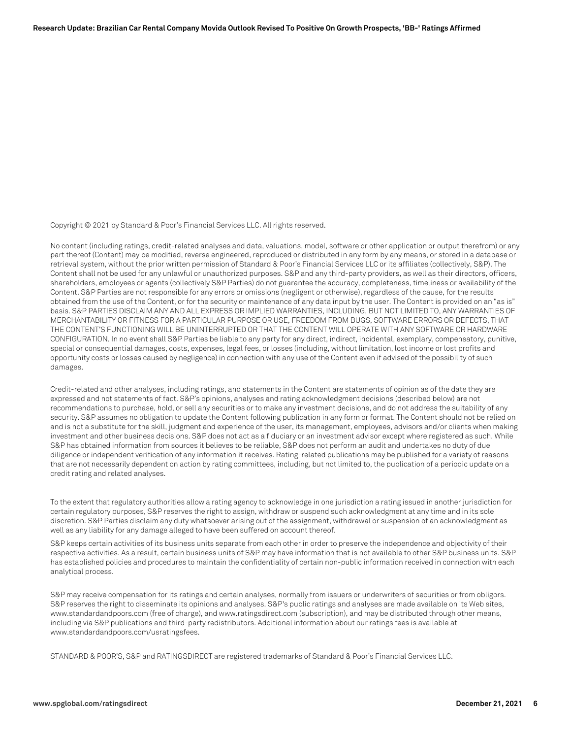Copyright © 2021 by Standard & Poor's Financial Services LLC. All rights reserved.

No content (including ratings, credit-related analyses and data, valuations, model, software or other application or output therefrom) or any part thereof (Content) may be modified, reverse engineered, reproduced or distributed in any form by any means, or stored in a database or retrieval system, without the prior written permission of Standard & Poor's Financial Services LLC or its affiliates (collectively, S&P). The Content shall not be used for any unlawful or unauthorized purposes. S&P and any third-party providers, as well as their directors, officers, shareholders, employees or agents (collectively S&P Parties) do not guarantee the accuracy, completeness, timeliness or availability of the Content. S&P Parties are not responsible for any errors or omissions (negligent or otherwise), regardless of the cause, for the results obtained from the use of the Content, or for the security or maintenance of any data input by the user. The Content is provided on an "as is" basis. S&P PARTIES DISCLAIM ANY AND ALL EXPRESS OR IMPLIED WARRANTIES, INCLUDING, BUT NOT LIMITED TO, ANY WARRANTIES OF MERCHANTABILITY OR FITNESS FOR A PARTICULAR PURPOSE OR USE, FREEDOM FROM BUGS, SOFTWARE ERRORS OR DEFECTS, THAT THE CONTENT'S FUNCTIONING WILL BE UNINTERRUPTED OR THAT THE CONTENT WILL OPERATE WITH ANY SOFTWARE OR HARDWARE CONFIGURATION. In no event shall S&P Parties be liable to any party for any direct, indirect, incidental, exemplary, compensatory, punitive, special or consequential damages, costs, expenses, legal fees, or losses (including, without limitation, lost income or lost profits and opportunity costs or losses caused by negligence) in connection with any use of the Content even if advised of the possibility of such damages.

Credit-related and other analyses, including ratings, and statements in the Content are statements of opinion as of the date they are expressed and not statements of fact. S&P's opinions, analyses and rating acknowledgment decisions (described below) are not recommendations to purchase, hold, or sell any securities or to make any investment decisions, and do not address the suitability of any security. S&P assumes no obligation to update the Content following publication in any form or format. The Content should not be relied on and is not a substitute for the skill, judgment and experience of the user, its management, employees, advisors and/or clients when making investment and other business decisions. S&P does not act as a fiduciary or an investment advisor except where registered as such. While S&P has obtained information from sources it believes to be reliable, S&P does not perform an audit and undertakes no duty of due diligence or independent verification of any information it receives. Rating-related publications may be published for a variety of reasons that are not necessarily dependent on action by rating committees, including, but not limited to, the publication of a periodic update on a credit rating and related analyses.

To the extent that regulatory authorities allow a rating agency to acknowledge in one jurisdiction a rating issued in another jurisdiction for certain regulatory purposes, S&P reserves the right to assign, withdraw or suspend such acknowledgment at any time and in its sole discretion. S&P Parties disclaim any duty whatsoever arising out of the assignment, withdrawal or suspension of an acknowledgment as well as any liability for any damage alleged to have been suffered on account thereof.

S&P keeps certain activities of its business units separate from each other in order to preserve the independence and objectivity of their respective activities. As a result, certain business units of S&P may have information that is not available to other S&P business units. S&P has established policies and procedures to maintain the confidentiality of certain non-public information received in connection with each analytical process.

S&P may receive compensation for its ratings and certain analyses, normally from issuers or underwriters of securities or from obligors. S&P reserves the right to disseminate its opinions and analyses. S&P's public ratings and analyses are made available on its Web sites, www.standardandpoors.com (free of charge), and www.ratingsdirect.com (subscription), and may be distributed through other means, including via S&P publications and third-party redistributors. Additional information about our ratings fees is available at www.standardandpoors.com/usratingsfees.

STANDARD & POOR'S, S&P and RATINGSDIRECT are registered trademarks of Standard & Poor's Financial Services LLC.